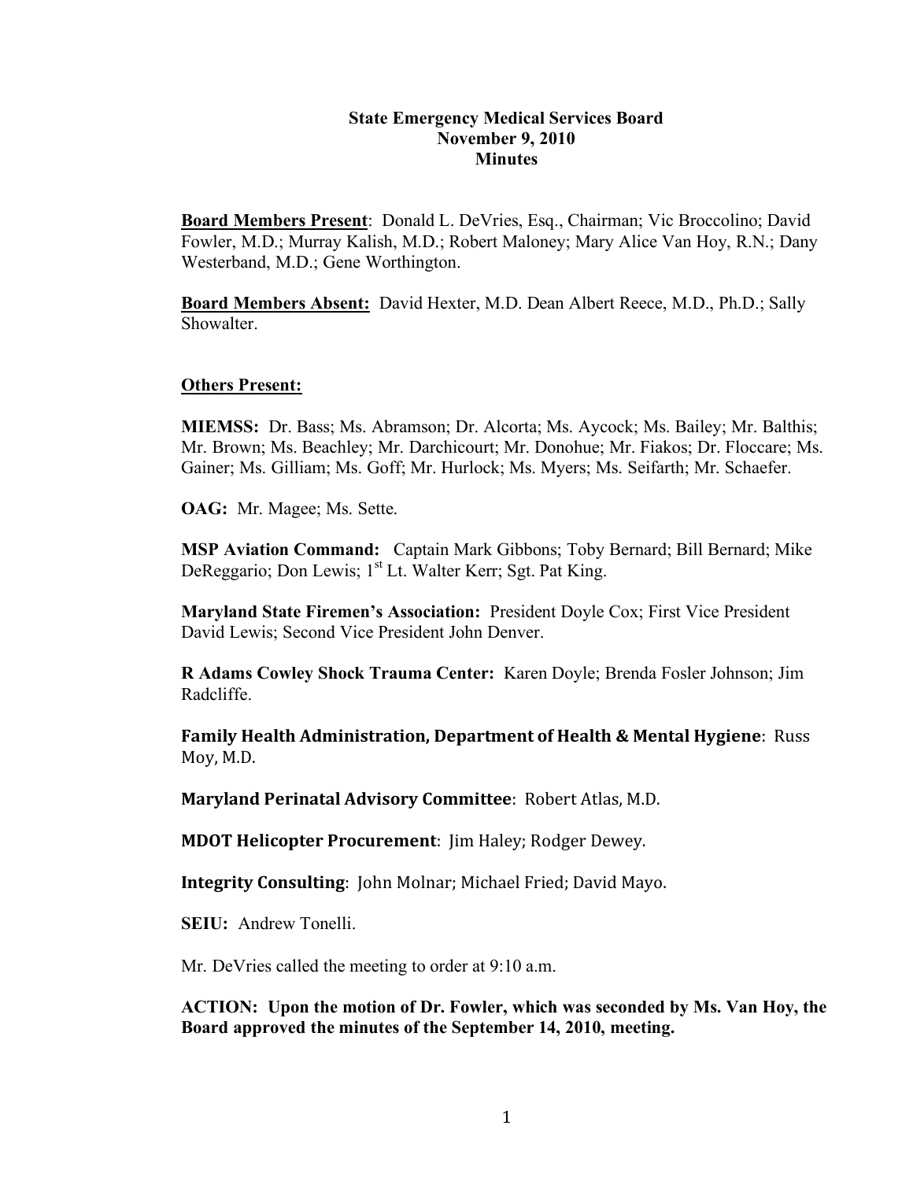**State Emergency Medical Services Board**
**November 9, 2010**
**Minutes**

**Board Members Present**: Donald L. DeVries, Esq., Chairman; Vic Broccolino; David Fowler, M.D.; Murray Kalish, M.D.; Robert Maloney; Mary Alice Van Hoy, R.N.; Dany Westerband, M.D.; Gene Worthington.

**Board Members Absent:** David Hexter, M.D. Dean Albert Reece, M.D., Ph.D.; Sally Showalter.

**Others Present:**

**MIEMSS:** Dr. Bass; Ms. Abramson; Dr. Alcorta; Ms. Aycock; Ms. Bailey; Mr. Balthis; Mr. Brown; Ms. Beachley; Mr. Darchicourt; Mr. Donohue; Mr. Fiakos; Dr. Floccare; Ms. Gainer; Ms. Gilliam; Ms. Goff; Mr. Hurlock; Ms. Myers; Ms. Seifarth; Mr. Schaefer.

**OAG:** Mr. Magee; Ms. Sette.

**MSP Aviation Command:** Captain Mark Gibbons; Toby Bernard; Bill Bernard; Mike DeReggario; Don Lewis; 1st Lt. Walter Kerr; Sgt. Pat King.

**Maryland State Firemen's Association:** President Doyle Cox; First Vice President David Lewis; Second Vice President John Denver.

**R Adams Cowley Shock Trauma Center:** Karen Doyle; Brenda Fosler Johnson; Jim Radcliffe.

**Family Health Administration, Department of Health & Mental Hygiene**: Russ Moy, M.D.

**Maryland Perinatal Advisory Committee**: Robert Atlas, M.D.

**MDOT Helicopter Procurement**: Jim Haley; Rodger Dewey.

**Integrity Consulting**: John Molnar; Michael Fried; David Mayo.

**SEIU:** Andrew Tonelli.

Mr. DeVries called the meeting to order at 9:10 a.m.

**ACTION: Upon the motion of Dr. Fowler, which was seconded by Ms. Van Hoy, the Board approved the minutes of the September 14, 2010, meeting.**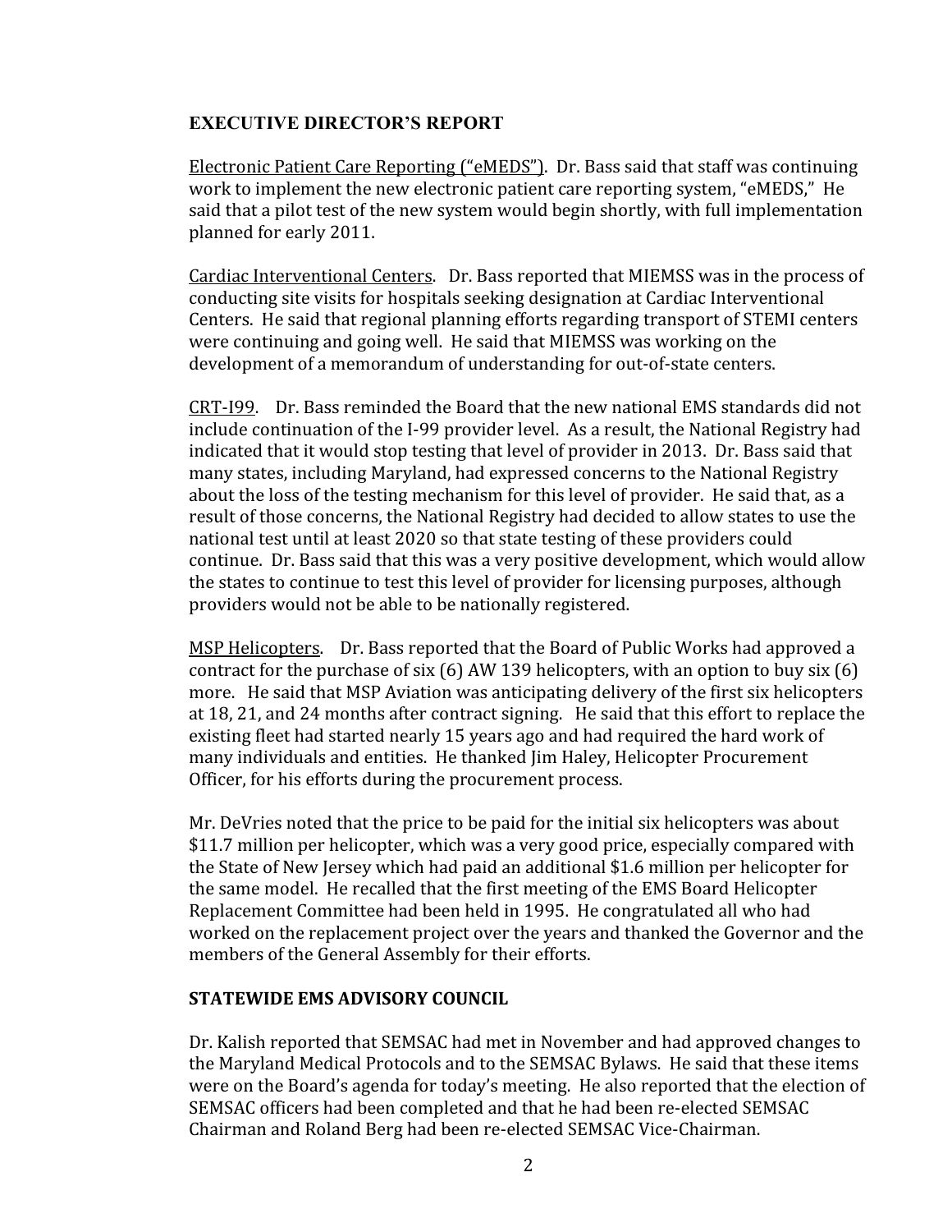## EXECUTIVE DIRECTOR'S REPORT

Electronic Patient Care Reporting ("eMEDS"). Dr. Bass said that staff was continuing work to implement the new electronic patient care reporting system, "eMEDS," He said that a pilot test of the new system would begin shortly, with full implementation planned for early 2011.

Cardiac Interventional Centers. Dr. Bass reported that MIEMSS was in the process of conducting site visits for hospitals seeking designation at Cardiac Interventional Centers. He said that regional planning efforts regarding transport of STEMI centers were continuing and going well. He said that MIEMSS was working on the development of a memorandum of understanding for out-of-state centers.

CRT-I99. Dr. Bass reminded the Board that the new national EMS standards did not include continuation of the I-99 provider level. As a result, the National Registry had indicated that it would stop testing that level of provider in 2013. Dr. Bass said that many states, including Maryland, had expressed concerns to the National Registry about the loss of the testing mechanism for this level of provider. He said that, as a result of those concerns, the National Registry had decided to allow states to use the national test until at least 2020 so that state testing of these providers could continue. Dr. Bass said that this was a very positive development, which would allow the states to continue to test this level of provider for licensing purposes, although providers would not be able to be nationally registered.

MSP Helicopters. Dr. Bass reported that the Board of Public Works had approved a contract for the purchase of six (6) AW 139 helicopters, with an option to buy six (6) more. He said that MSP Aviation was anticipating delivery of the first six helicopters at 18, 21, and 24 months after contract signing. He said that this effort to replace the existing fleet had started nearly 15 years ago and had required the hard work of many individuals and entities. He thanked Jim Haley, Helicopter Procurement Officer, for his efforts during the procurement process.

Mr. DeVries noted that the price to be paid for the initial six helicopters was about $11.7 million per helicopter, which was a very good price, especially compared with the State of New Jersey which had paid an additional $1.6 million per helicopter for the same model. He recalled that the first meeting of the EMS Board Helicopter Replacement Committee had been held in 1995. He congratulated all who had worked on the replacement project over the years and thanked the Governor and the members of the General Assembly for their efforts.

## STATEWIDE EMS ADVISORY COUNCIL

Dr. Kalish reported that SEMSAC had met in November and had approved changes to the Maryland Medical Protocols and to the SEMSAC Bylaws. He said that these items were on the Board's agenda for today's meeting. He also reported that the election of SEMSAC officers had been completed and that he had been re-elected SEMSAC Chairman and Roland Berg had been re-elected SEMSAC Vice-Chairman.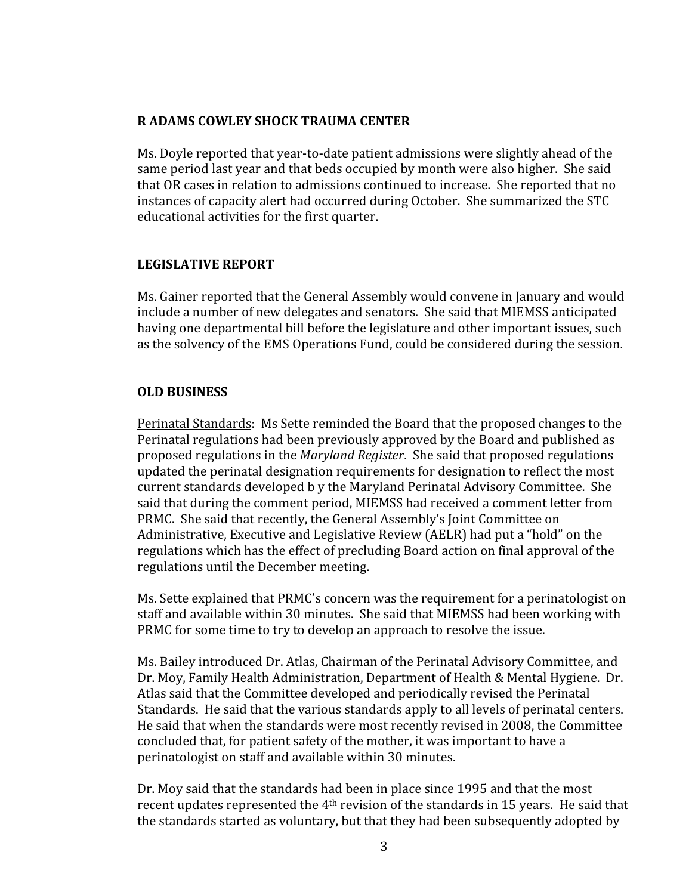## R ADAMS COWLEY SHOCK TRAUMA CENTER

Ms. Doyle reported that year-to-date patient admissions were slightly ahead of the same period last year and that beds occupied by month were also higher. She said that OR cases in relation to admissions continued to increase. She reported that no instances of capacity alert had occurred during October. She summarized the STC educational activities for the first quarter.

## LEGISLATIVE REPORT

Ms. Gainer reported that the General Assembly would convene in January and would include a number of new delegates and senators. She said that MIEMSS anticipated having one departmental bill before the legislature and other important issues, such as the solvency of the EMS Operations Fund, could be considered during the session.

## OLD BUSINESS

Perinatal Standards: Ms Sette reminded the Board that the proposed changes to the Perinatal regulations had been previously approved by the Board and published as proposed regulations in the *Maryland Register*. She said that proposed regulations updated the perinatal designation requirements for designation to reflect the most current standards developed b y the Maryland Perinatal Advisory Committee. She said that during the comment period, MIEMSS had received a comment letter from PRMC. She said that recently, the General Assembly's Joint Committee on Administrative, Executive and Legislative Review (AELR) had put a "hold" on the regulations which has the effect of precluding Board action on final approval of the regulations until the December meeting.

Ms. Sette explained that PRMC's concern was the requirement for a perinatologist on staff and available within 30 minutes. She said that MIEMSS had been working with PRMC for some time to try to develop an approach to resolve the issue.

Ms. Bailey introduced Dr. Atlas, Chairman of the Perinatal Advisory Committee, and Dr. Moy, Family Health Administration, Department of Health & Mental Hygiene. Dr. Atlas said that the Committee developed and periodically revised the Perinatal Standards. He said that the various standards apply to all levels of perinatal centers. He said that when the standards were most recently revised in 2008, the Committee concluded that, for patient safety of the mother, it was important to have a perinatologist on staff and available within 30 minutes.

Dr. Moy said that the standards had been in place since 1995 and that the most recent updates represented the 4th revision of the standards in 15 years. He said that the standards started as voluntary, but that they had been subsequently adopted by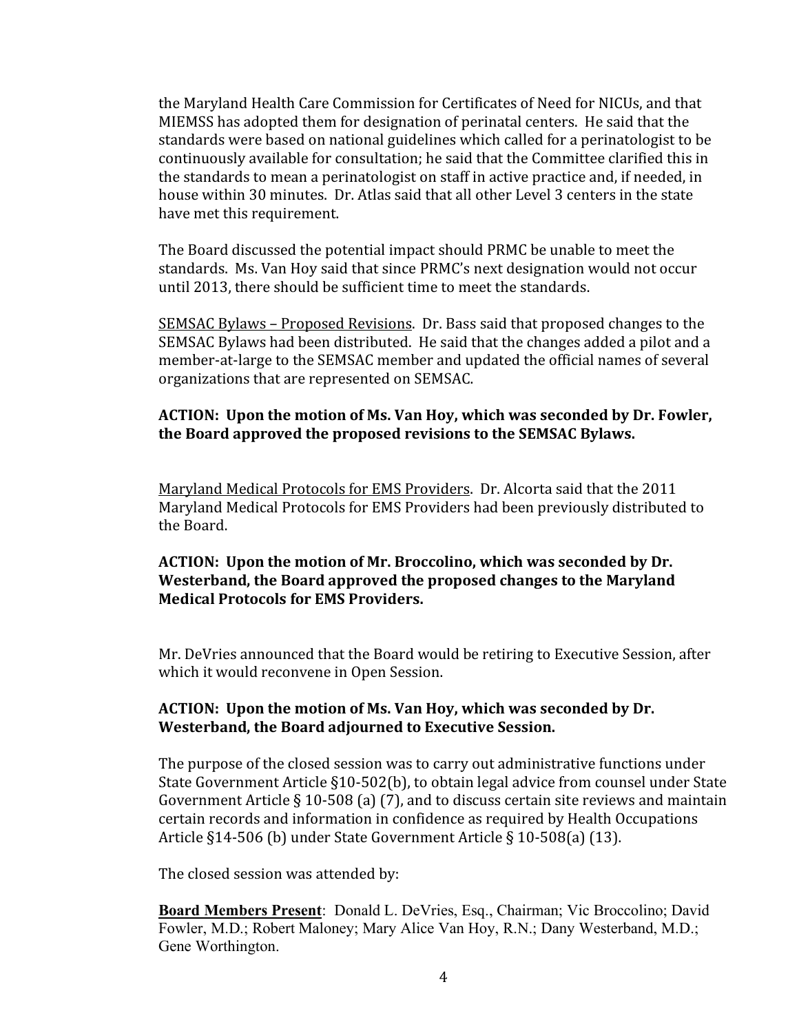the Maryland Health Care Commission for Certificates of Need for NICUs, and that MIEMSS has adopted them for designation of perinatal centers. He said that the standards were based on national guidelines which called for a perinatologist to be continuously available for consultation; he said that the Committee clarified this in the standards to mean a perinatologist on staff in active practice and, if needed, in house within 30 minutes. Dr. Atlas said that all other Level 3 centers in the state have met this requirement.

The Board discussed the potential impact should PRMC be unable to meet the standards. Ms. Van Hoy said that since PRMC's next designation would not occur until 2013, there should be sufficient time to meet the standards.

<u>SEMSAC Bylaws – Proposed Revisions</u>. Dr. Bass said that proposed changes to the SEMSAC Bylaws had been distributed. He said that the changes added a pilot and a member-at-large to the SEMSAC member and updated the official names of several organizations that are represented on SEMSAC.

**ACTION: Upon the motion of Ms. Van Hoy, which was seconded by Dr. Fowler, the Board approved the proposed revisions to the SEMSAC Bylaws.**

<u>Maryland Medical Protocols for EMS Providers</u>. Dr. Alcorta said that the 2011 Maryland Medical Protocols for EMS Providers had been previously distributed to the Board.

**ACTION: Upon the motion of Mr. Broccolino, which was seconded by Dr. Westerband, the Board approved the proposed changes to the Maryland Medical Protocols for EMS Providers.**

Mr. DeVries announced that the Board would be retiring to Executive Session, after which it would reconvene in Open Session.

**ACTION: Upon the motion of Ms. Van Hoy, which was seconded by Dr. Westerband, the Board adjourned to Executive Session.**

The purpose of the closed session was to carry out administrative functions under State Government Article §10-502(b), to obtain legal advice from counsel under State Government Article § 10-508 (a) (7), and to discuss certain site reviews and maintain certain records and information in confidence as required by Health Occupations Article §14-506 (b) under State Government Article § 10-508(a) (13).

The closed session was attended by:

<u>**Board Members Present**</u>: Donald L. DeVries, Esq., Chairman; Vic Broccolino; David Fowler, M.D.; Robert Maloney; Mary Alice Van Hoy, R.N.; Dany Westerband, M.D.; Gene Worthington.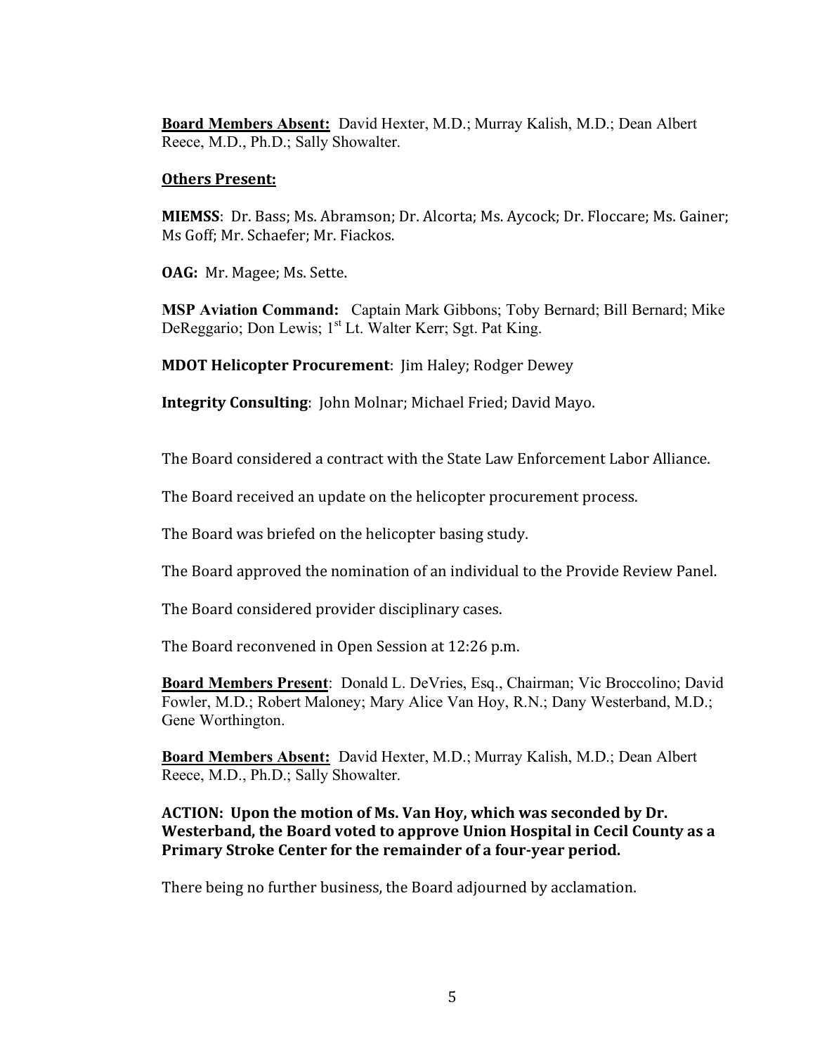**Board Members Absent:** David Hexter, M.D.; Murray Kalish, M.D.; Dean Albert Reece, M.D., Ph.D.; Sally Showalter.

**Others Present:**

**MIEMSS**: Dr. Bass; Ms. Abramson; Dr. Alcorta; Ms. Aycock; Dr. Floccare; Ms. Gainer; Ms Goff; Mr. Schaefer; Mr. Fiackos.

**OAG:** Mr. Magee; Ms. Sette.

**MSP Aviation Command:** Captain Mark Gibbons; Toby Bernard; Bill Bernard; Mike DeReggario; Don Lewis; 1st Lt. Walter Kerr; Sgt. Pat King.

**MDOT Helicopter Procurement**: Jim Haley; Rodger Dewey

**Integrity Consulting**: John Molnar; Michael Fried; David Mayo.

The Board considered a contract with the State Law Enforcement Labor Alliance.

The Board received an update on the helicopter procurement process.

The Board was briefed on the helicopter basing study.

The Board approved the nomination of an individual to the Provide Review Panel.

The Board considered provider disciplinary cases.

The Board reconvened in Open Session at 12:26 p.m.

**Board Members Present**: Donald L. DeVries, Esq., Chairman; Vic Broccolino; David Fowler, M.D.; Robert Maloney; Mary Alice Van Hoy, R.N.; Dany Westerband, M.D.; Gene Worthington.

**Board Members Absent:** David Hexter, M.D.; Murray Kalish, M.D.; Dean Albert Reece, M.D., Ph.D.; Sally Showalter.

**ACTION: Upon the motion of Ms. Van Hoy, which was seconded by Dr. Westerband, the Board voted to approve Union Hospital in Cecil County as a Primary Stroke Center for the remainder of a four-year period.**

There being no further business, the Board adjourned by acclamation.